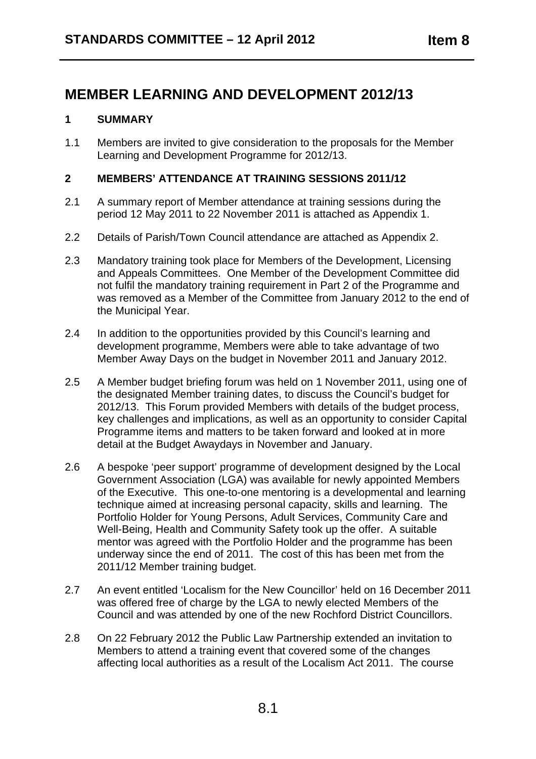# MEMBER LEARNING AND DEVELOPMENT 2012/13

## 1 SUMMARY

1.1 Members are invited to give consideration to the proposals for the Member Learning and Development Programme for 2012/13.

## 2 MEMBERS' ATTENDANCE AT TRAINING SESSIONS 2011/12

2.1 A summary report of Member attendance at training sessions during the period 12 May 2011 to 22 November 2011 is attached as Appendix 1.

2.2 Details of Parish/Town Council attendance are attached as Appendix 2.

2.3 Mandatory training took place for Members of the Development, Licensing and Appeals Committees. One Member of the Development Committee did not fulfil the mandatory training requirement in Part 2 of the Programme and was removed as a Member of the Committee from January 2012 to the end of the Municipal Year.

2.4 In addition to the opportunities provided by this Council's learning and development programme, Members were able to take advantage of two Member Away Days on the budget in November 2011 and January 2012.

2.5 A Member budget briefing forum was held on 1 November 2011, using one of the designated Member training dates, to discuss the Council's budget for 2012/13. This Forum provided Members with details of the budget process, key challenges and implications, as well as an opportunity to consider Capital Programme items and matters to be taken forward and looked at in more detail at the Budget Awaydays in November and January.

2.6 A bespoke 'peer support' programme of development designed by the Local Government Association (LGA) was available for newly appointed Members of the Executive. This one-to-one mentoring is a developmental and learning technique aimed at increasing personal capacity, skills and learning. The Portfolio Holder for Young Persons, Adult Services, Community Care and Well-Being, Health and Community Safety took up the offer. A suitable mentor was agreed with the Portfolio Holder and the programme has been underway since the end of 2011. The cost of this has been met from the 2011/12 Member training budget.

2.7 An event entitled 'Localism for the New Councillor' held on 16 December 2011 was offered free of charge by the LGA to newly elected Members of the Council and was attended by one of the new Rochford District Councillors.

2.8 On 22 February 2012 the Public Law Partnership extended an invitation to Members to attend a training event that covered some of the changes affecting local authorities as a result of the Localism Act 2011. The course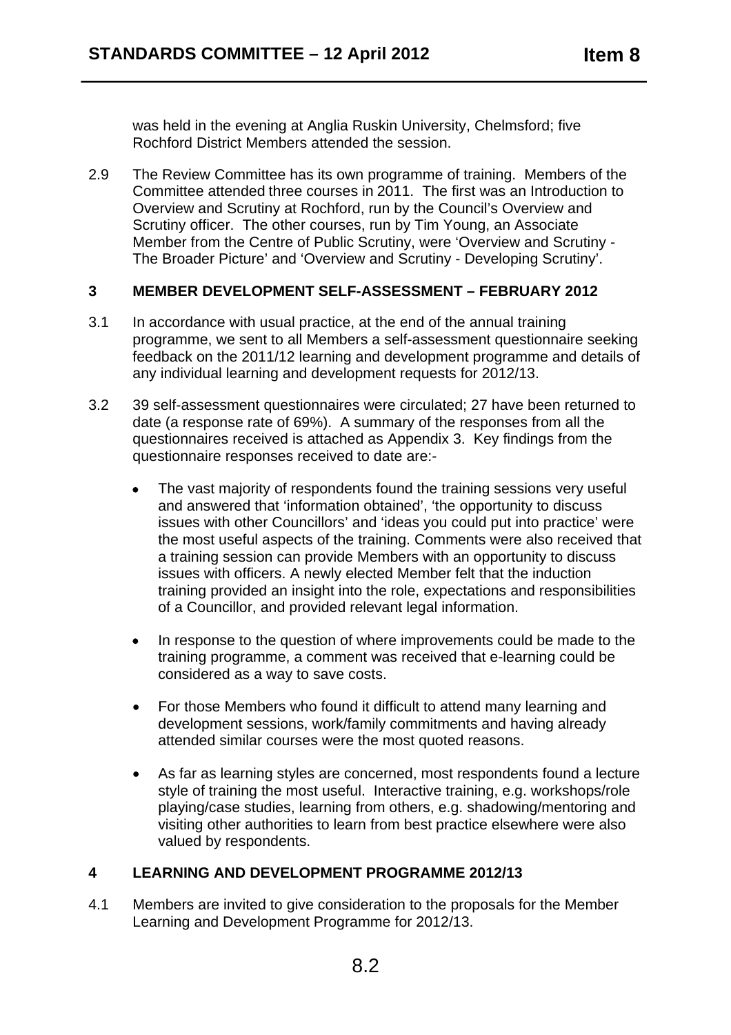was held in the evening at Anglia Ruskin University, Chelmsford; five Rochford District Members attended the session.

2.9 The Review Committee has its own programme of training. Members of the Committee attended three courses in 2011. The first was an Introduction to Overview and Scrutiny at Rochford, run by the Council's Overview and Scrutiny officer. The other courses, run by Tim Young, an Associate Member from the Centre of Public Scrutiny, were 'Overview and Scrutiny - The Broader Picture' and 'Overview and Scrutiny - Developing Scrutiny'.

## 3 MEMBER DEVELOPMENT SELF-ASSESSMENT – FEBRUARY 2012

3.1 In accordance with usual practice, at the end of the annual training programme, we sent to all Members a self-assessment questionnaire seeking feedback on the 2011/12 learning and development programme and details of any individual learning and development requests for 2012/13.

3.2 39 self-assessment questionnaires were circulated; 27 have been returned to date (a response rate of 69%). A summary of the responses from all the questionnaires received is attached as Appendix 3. Key findings from the questionnaire responses received to date are:-

- The vast majority of respondents found the training sessions very useful and answered that 'information obtained', 'the opportunity to discuss issues with other Councillors' and 'ideas you could put into practice' were the most useful aspects of the training. Comments were also received that a training session can provide Members with an opportunity to discuss issues with officers. A newly elected Member felt that the induction training provided an insight into the role, expectations and responsibilities of a Councillor, and provided relevant legal information.
- In response to the question of where improvements could be made to the training programme, a comment was received that e-learning could be considered as a way to save costs.
- For those Members who found it difficult to attend many learning and development sessions, work/family commitments and having already attended similar courses were the most quoted reasons.
- As far as learning styles are concerned, most respondents found a lecture style of training the most useful. Interactive training, e.g. workshops/role playing/case studies, learning from others, e.g. shadowing/mentoring and visiting other authorities to learn from best practice elsewhere were also valued by respondents.

## 4 LEARNING AND DEVELOPMENT PROGRAMME 2012/13

4.1 Members are invited to give consideration to the proposals for the Member Learning and Development Programme for 2012/13.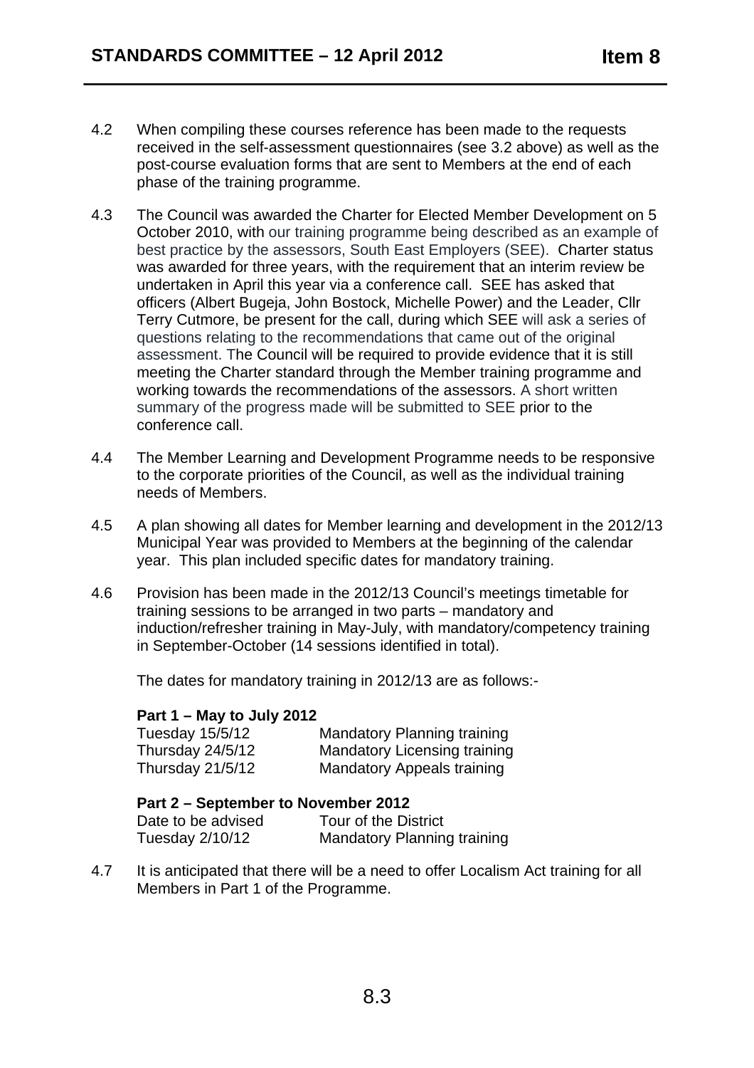4.2 When compiling these courses reference has been made to the requests received in the self-assessment questionnaires (see 3.2 above) as well as the post-course evaluation forms that are sent to Members at the end of each phase of the training programme.

4.3 The Council was awarded the Charter for Elected Member Development on 5 October 2010, with our training programme being described as an example of best practice by the assessors, South East Employers (SEE). Charter status was awarded for three years, with the requirement that an interim review be undertaken in April this year via a conference call. SEE has asked that officers (Albert Bugeja, John Bostock, Michelle Power) and the Leader, Cllr Terry Cutmore, be present for the call, during which SEE will ask a series of questions relating to the recommendations that came out of the original assessment. The Council will be required to provide evidence that it is still meeting the Charter standard through the Member training programme and working towards the recommendations of the assessors. A short written summary of the progress made will be submitted to SEE prior to the conference call.

4.4 The Member Learning and Development Programme needs to be responsive to the corporate priorities of the Council, as well as the individual training needs of Members.

4.5 A plan showing all dates for Member learning and development in the 2012/13 Municipal Year was provided to Members at the beginning of the calendar year. This plan included specific dates for mandatory training.

4.6 Provision has been made in the 2012/13 Council's meetings timetable for training sessions to be arranged in two parts – mandatory and induction/refresher training in May-July, with mandatory/competency training in September-October (14 sessions identified in total).

The dates for mandatory training in 2012/13 are as follows:-

**Part 1 – May to July 2012**

| | |
|---|---|
| Tuesday 15/5/12 | Mandatory Planning training |
| Thursday 24/5/12 | Mandatory Licensing training |
| Thursday 21/5/12 | Mandatory Appeals training |

**Part 2 – September to November 2012**

| | |
|---|---|
| Date to be advised | Tour of the District |
| Tuesday 2/10/12 | Mandatory Planning training |

4.7 It is anticipated that there will be a need to offer Localism Act training for all Members in Part 1 of the Programme.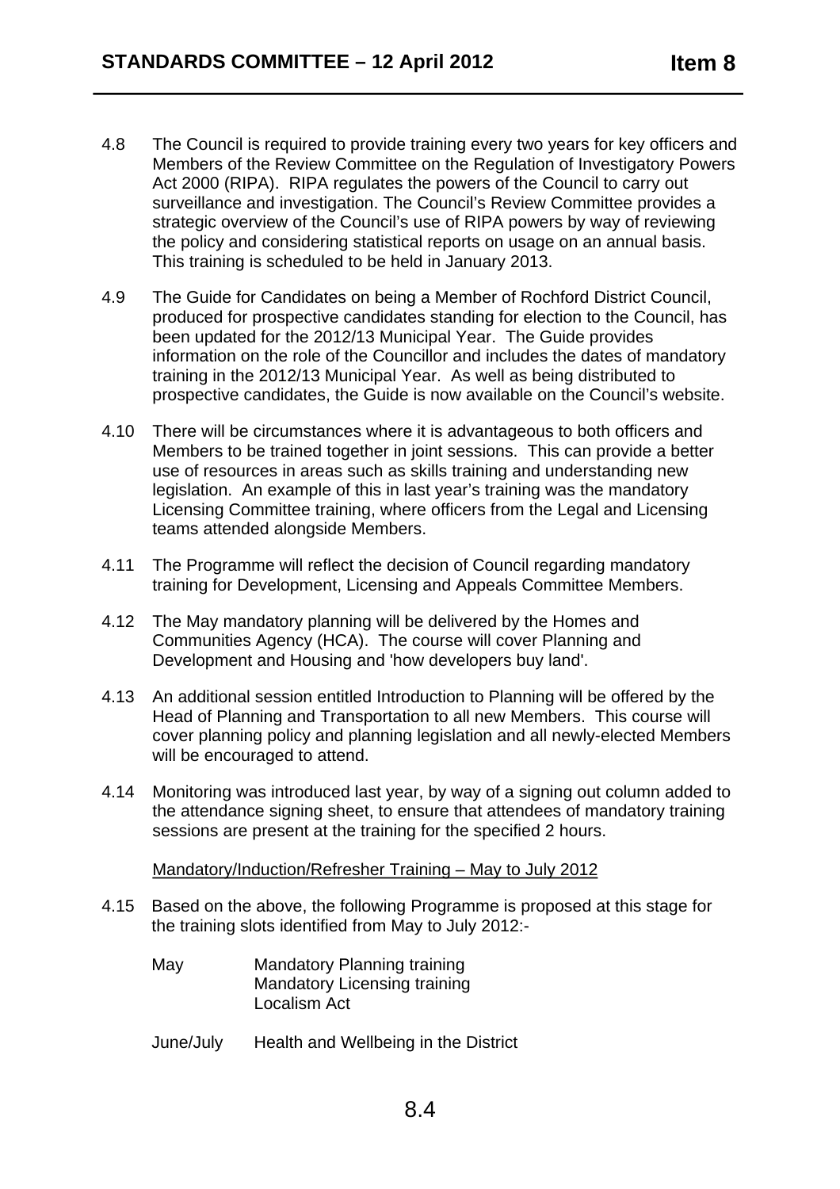4.8 The Council is required to provide training every two years for key officers and Members of the Review Committee on the Regulation of Investigatory Powers Act 2000 (RIPA). RIPA regulates the powers of the Council to carry out surveillance and investigation. The Council's Review Committee provides a strategic overview of the Council's use of RIPA powers by way of reviewing the policy and considering statistical reports on usage on an annual basis. This training is scheduled to be held in January 2013.

4.9 The Guide for Candidates on being a Member of Rochford District Council, produced for prospective candidates standing for election to the Council, has been updated for the 2012/13 Municipal Year. The Guide provides information on the role of the Councillor and includes the dates of mandatory training in the 2012/13 Municipal Year. As well as being distributed to prospective candidates, the Guide is now available on the Council's website.

4.10 There will be circumstances where it is advantageous to both officers and Members to be trained together in joint sessions. This can provide a better use of resources in areas such as skills training and understanding new legislation. An example of this in last year's training was the mandatory Licensing Committee training, where officers from the Legal and Licensing teams attended alongside Members.

4.11 The Programme will reflect the decision of Council regarding mandatory training for Development, Licensing and Appeals Committee Members.

4.12 The May mandatory planning will be delivered by the Homes and Communities Agency (HCA). The course will cover Planning and Development and Housing and 'how developers buy land'.

4.13 An additional session entitled Introduction to Planning will be offered by the Head of Planning and Transportation to all new Members. This course will cover planning policy and planning legislation and all newly-elected Members will be encouraged to attend.

4.14 Monitoring was introduced last year, by way of a signing out column added to the attendance signing sheet, to ensure that attendees of mandatory training sessions are present at the training for the specified 2 hours.

Mandatory/Induction/Refresher Training – May to July 2012

4.15 Based on the above, the following Programme is proposed at this stage for the training slots identified from May to July 2012:-

| | |
|---|---|
| May | Mandatory Planning training<br>Mandatory Licensing training<br>Localism Act |
| June/July | Health and Wellbeing in the District |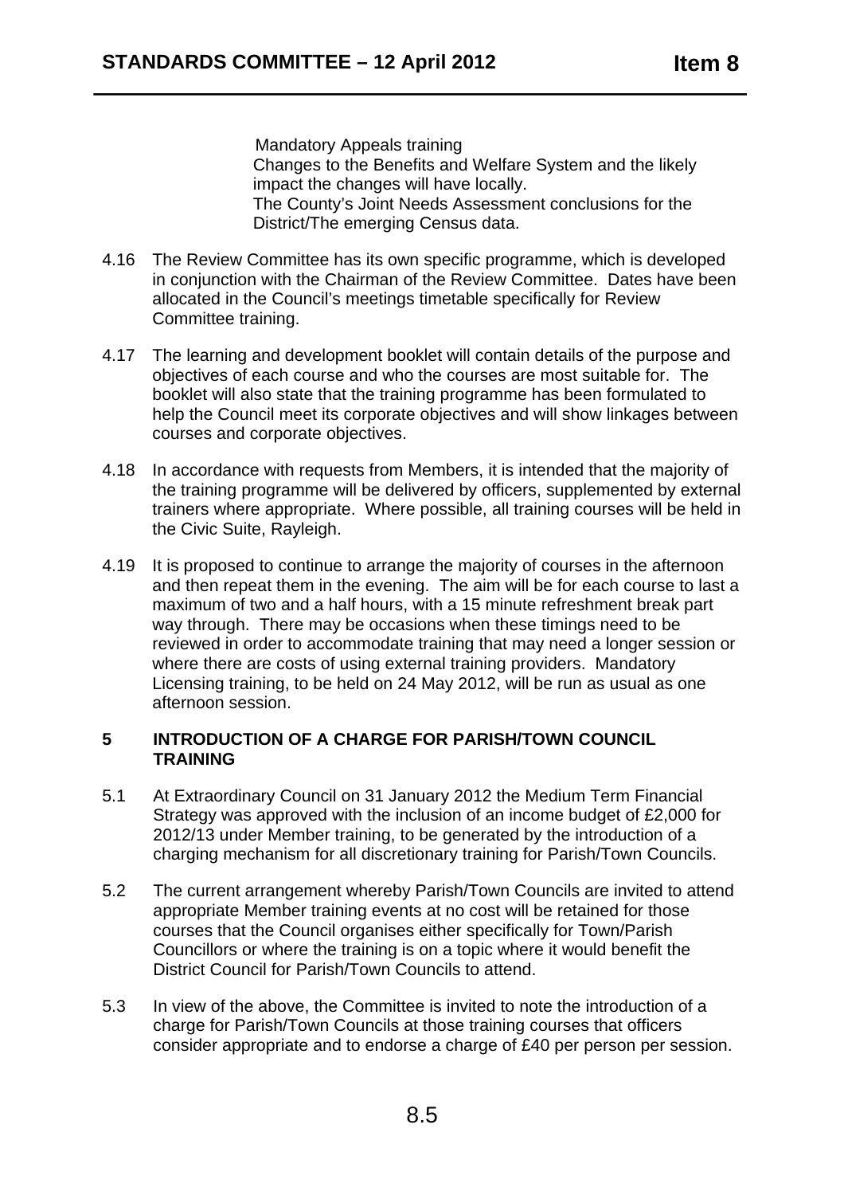Mandatory Appeals training

Changes to the Benefits and Welfare System and the likely impact the changes will have locally.

The County's Joint Needs Assessment conclusions for the District/The emerging Census data.

4.16 The Review Committee has its own specific programme, which is developed in conjunction with the Chairman of the Review Committee. Dates have been allocated in the Council's meetings timetable specifically for Review Committee training.

4.17 The learning and development booklet will contain details of the purpose and objectives of each course and who the courses are most suitable for. The booklet will also state that the training programme has been formulated to help the Council meet its corporate objectives and will show linkages between courses and corporate objectives.

4.18 In accordance with requests from Members, it is intended that the majority of the training programme will be delivered by officers, supplemented by external trainers where appropriate. Where possible, all training courses will be held in the Civic Suite, Rayleigh.

4.19 It is proposed to continue to arrange the majority of courses in the afternoon and then repeat them in the evening. The aim will be for each course to last a maximum of two and a half hours, with a 15 minute refreshment break part way through. There may be occasions when these timings need to be reviewed in order to accommodate training that may need a longer session or where there are costs of using external training providers. Mandatory Licensing training, to be held on 24 May 2012, will be run as usual as one afternoon session.

## 5 INTRODUCTION OF A CHARGE FOR PARISH/TOWN COUNCIL TRAINING

5.1 At Extraordinary Council on 31 January 2012 the Medium Term Financial Strategy was approved with the inclusion of an income budget of £2,000 for 2012/13 under Member training, to be generated by the introduction of a charging mechanism for all discretionary training for Parish/Town Councils.

5.2 The current arrangement whereby Parish/Town Councils are invited to attend appropriate Member training events at no cost will be retained for those courses that the Council organises either specifically for Town/Parish Councillors or where the training is on a topic where it would benefit the District Council for Parish/Town Councils to attend.

5.3 In view of the above, the Committee is invited to note the introduction of a charge for Parish/Town Councils at those training courses that officers consider appropriate and to endorse a charge of £40 per person per session.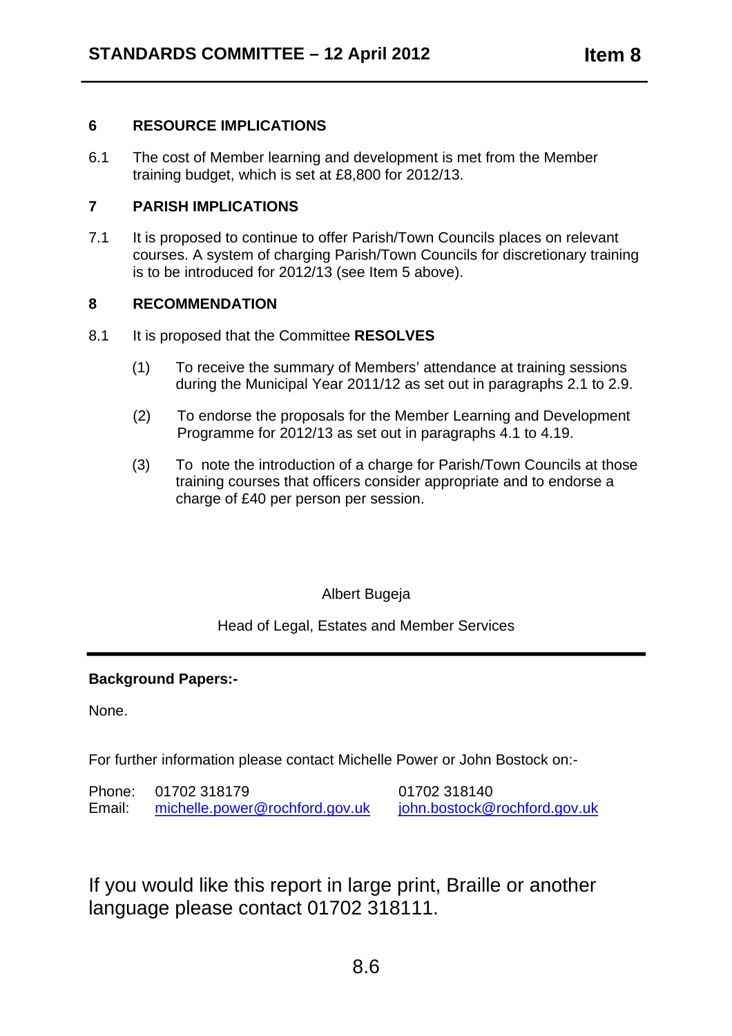## 6 RESOURCE IMPLICATIONS

6.1 The cost of Member learning and development is met from the Member training budget, which is set at £8,800 for 2012/13.

## 7 PARISH IMPLICATIONS

7.1 It is proposed to continue to offer Parish/Town Councils places on relevant courses. A system of charging Parish/Town Councils for discretionary training is to be introduced for 2012/13 (see Item 5 above).

## 8 RECOMMENDATION

8.1 It is proposed that the Committee **RESOLVES**

(1) To receive the summary of Members' attendance at training sessions during the Municipal Year 2011/12 as set out in paragraphs 2.1 to 2.9.

(2) To endorse the proposals for the Member Learning and Development Programme for 2012/13 as set out in paragraphs 4.1 to 4.19.

(3) To note the introduction of a charge for Parish/Town Councils at those training courses that officers consider appropriate and to endorse a charge of £40 per person per session.

Albert Bugeja

Head of Legal, Estates and Member Services

---

**Background Papers:-**

None.

For further information please contact Michelle Power or John Bostock on:-

| | | |
|---|---|---|
| Phone: | 01702 318179 | 01702 318140 |
| Email: | michelle.power@rochford.gov.uk | john.bostock@rochford.gov.uk |

If you would like this report in large print, Braille or another language please contact 01702 318111.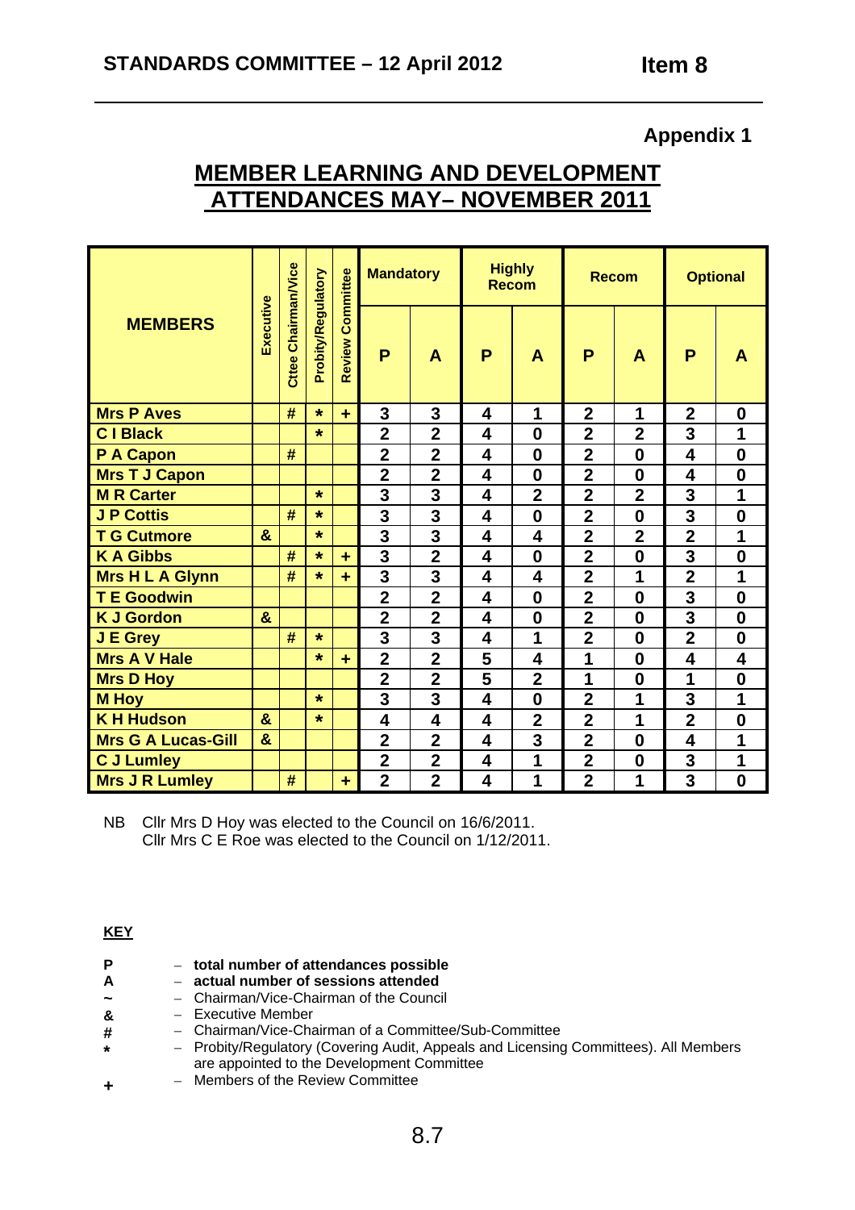# STANDARDS COMMITTEE – 12 April 2012 Item 8

**Appendix 1**

## MEMBER LEARNING AND DEVELOPMENT ATTENDANCES MAY– NOVEMBER 2011

| MEMBERS | Executive | Cttee Chairman/Vice | Probity/Regulatory | Review Committee | Mandatory | | Highly Recom | | Recom | | Optional | |
|---|---|---|---|---|---|---|---|---|---|---|---|---|
| | | | | | P | A | P | A | P | A | P | A |
| Mrs P Aves | | # | * | + | 3 | 3 | 4 | 1 | 2 | 1 | 2 | 0 |
| C I Black | | | * | | 2 | 2 | 4 | 0 | 2 | 2 | 3 | 1 |
| P A Capon | | # | | | 2 | 2 | 4 | 0 | 2 | 0 | 4 | 0 |
| Mrs T J Capon | | | | | 2 | 2 | 4 | 0 | 2 | 0 | 4 | 0 |
| M R Carter | | | * | | 3 | 3 | 4 | 2 | 2 | 2 | 3 | 1 |
| J P Cottis | | # | * | | 3 | 3 | 4 | 0 | 2 | 0 | 3 | 0 |
| T G Cutmore | & | | * | | 3 | 3 | 4 | 4 | 2 | 2 | 2 | 1 |
| K A Gibbs | | # | * | + | 3 | 2 | 4 | 0 | 2 | 0 | 3 | 0 |
| Mrs H L A Glynn | | # | * | + | 3 | 3 | 4 | 4 | 2 | 1 | 2 | 1 |
| T E Goodwin | | | | | 2 | 2 | 4 | 0 | 2 | 0 | 3 | 0 |
| K J Gordon | & | | | | 2 | 2 | 4 | 0 | 2 | 0 | 3 | 0 |
| J E Grey | | # | * | | 3 | 3 | 4 | 1 | 2 | 0 | 2 | 0 |
| Mrs A V Hale | | | * | + | 2 | 2 | 5 | 4 | 1 | 0 | 4 | 4 |
| Mrs D Hoy | | | | | 2 | 2 | 5 | 2 | 1 | 0 | 1 | 0 |
| M Hoy | | | * | | 3 | 3 | 4 | 0 | 2 | 1 | 3 | 1 |
| K H Hudson | & | | * | | 4 | 4 | 4 | 2 | 2 | 1 | 2 | 0 |
| Mrs G A Lucas-Gill | & | | | | 2 | 2 | 4 | 3 | 2 | 0 | 4 | 1 |
| C J Lumley | | | | | 2 | 2 | 4 | 1 | 2 | 0 | 3 | 1 |
| Mrs J R Lumley | | # | | + | 2 | 2 | 4 | 1 | 2 | 1 | 3 | 0 |

NB Cllr Mrs D Hoy was elected to the Council on 16/6/2011.
Cllr Mrs C E Roe was elected to the Council on 1/12/2011.

**KEY**

- **P** – **total number of attendances possible**
- **A** – **actual number of sessions attended**
- **~** – Chairman/Vice-Chairman of the Council
- **&** – Executive Member
- **#** – Chairman/Vice-Chairman of a Committee/Sub-Committee
- **\*** – Probity/Regulatory (Covering Audit, Appeals and Licensing Committees). All Members are appointed to the Development Committee
- **+** – Members of the Review Committee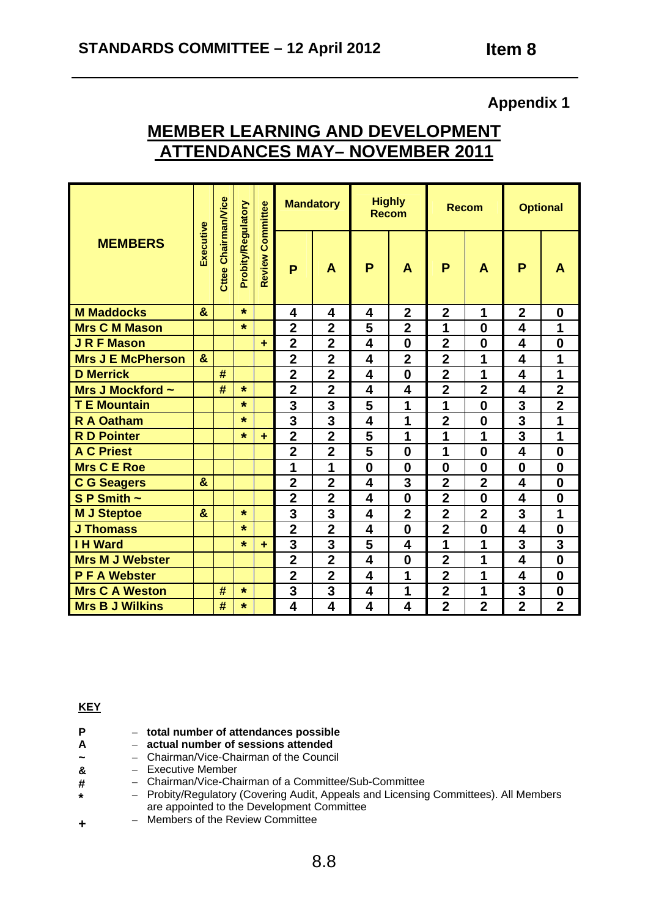**Appendix 1**

# MEMBER LEARNING AND DEVELOPMENT ATTENDANCES MAY– NOVEMBER 2011

| MEMBERS | Executive | Cttee Chairman/Vice | Probity/Regulatory | Review Committee | Mandatory | | Highly Recom | | Recom | | Optional | |
|---|---|---|---|---|---|---|---|---|---|---|---|---|
| | | | | | P | A | P | A | P | A | P | A |
| M Maddocks | & | | * | | 4 | 4 | 4 | 2 | 2 | 1 | 2 | 0 |
| Mrs C M Mason | | | * | | 2 | 2 | 5 | 2 | 1 | 0 | 4 | 1 |
| J R F Mason | | | | + | 2 | 2 | 4 | 0 | 2 | 0 | 4 | 0 |
| Mrs J E McPherson | & | | | | 2 | 2 | 4 | 2 | 2 | 1 | 4 | 1 |
| D Merrick | | # | | | 2 | 2 | 4 | 0 | 2 | 1 | 4 | 1 |
| Mrs J Mockford ~ | | # | * | | 2 | 2 | 4 | 4 | 2 | 2 | 4 | 2 |
| T E Mountain | | | * | | 3 | 3 | 5 | 1 | 1 | 0 | 3 | 2 |
| R A Oatham | | | * | | 3 | 3 | 4 | 1 | 2 | 0 | 3 | 1 |
| R D Pointer | | | * | + | 2 | 2 | 5 | 1 | 1 | 1 | 3 | 1 |
| A C Priest | | | | | 2 | 2 | 5 | 0 | 1 | 0 | 4 | 0 |
| Mrs C E Roe | | | | | 1 | 1 | 0 | 0 | 0 | 0 | 0 | 0 |
| C G Seagers | & | | | | 2 | 2 | 4 | 3 | 2 | 2 | 4 | 0 |
| S P Smith ~ | | | | | 2 | 2 | 4 | 0 | 2 | 0 | 4 | 0 |
| M J Steptoe | & | | * | | 3 | 3 | 4 | 2 | 2 | 2 | 3 | 1 |
| J Thomass | | | * | | 2 | 2 | 4 | 0 | 2 | 0 | 4 | 0 |
| I H Ward | | | * | + | 3 | 3 | 5 | 4 | 1 | 1 | 3 | 3 |
| Mrs M J Webster | | | | | 2 | 2 | 4 | 0 | 2 | 1 | 4 | 0 |
| P F A Webster | | | | | 2 | 2 | 4 | 1 | 2 | 1 | 4 | 0 |
| Mrs C A Weston | | # | * | | 3 | 3 | 4 | 1 | 2 | 1 | 3 | 0 |
| Mrs B J Wilkins | | # | * | | 4 | 4 | 4 | 4 | 2 | 2 | 2 | 2 |

**KEY**

- **P** – **total number of attendances possible**
- **A** – **actual number of sessions attended**
- **~** – Chairman/Vice-Chairman of the Council
- **&** – Executive Member
- **#** – Chairman/Vice-Chairman of a Committee/Sub-Committee
- ***** – Probity/Regulatory (Covering Audit, Appeals and Licensing Committees). All Members are appointed to the Development Committee
- **+** – Members of the Review Committee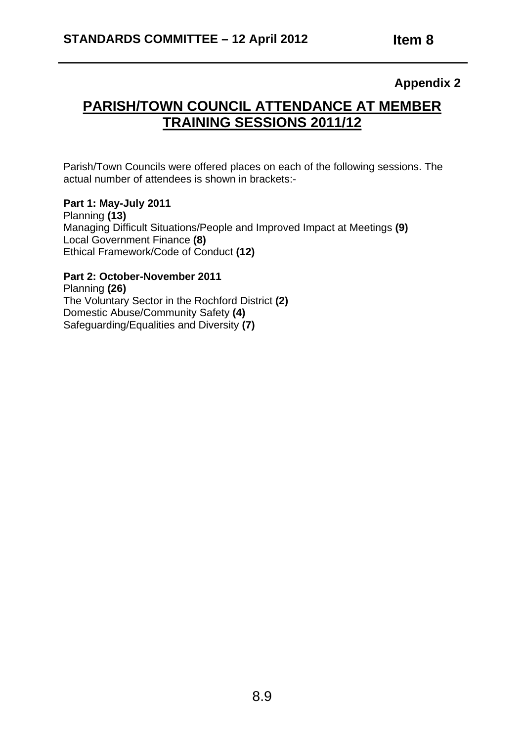**Appendix 2**

# PARISH/TOWN COUNCIL ATTENDANCE AT MEMBER TRAINING SESSIONS 2011/12

Parish/Town Councils were offered places on each of the following sessions. The actual number of attendees is shown in brackets:-

**Part 1: May-July 2011**
Planning **(13)**
Managing Difficult Situations/People and Improved Impact at Meetings **(9)**
Local Government Finance **(8)**
Ethical Framework/Code of Conduct **(12)**

**Part 2: October-November 2011**
Planning **(26)**
The Voluntary Sector in the Rochford District **(2)**
Domestic Abuse/Community Safety **(4)**
Safeguarding/Equalities and Diversity **(7)**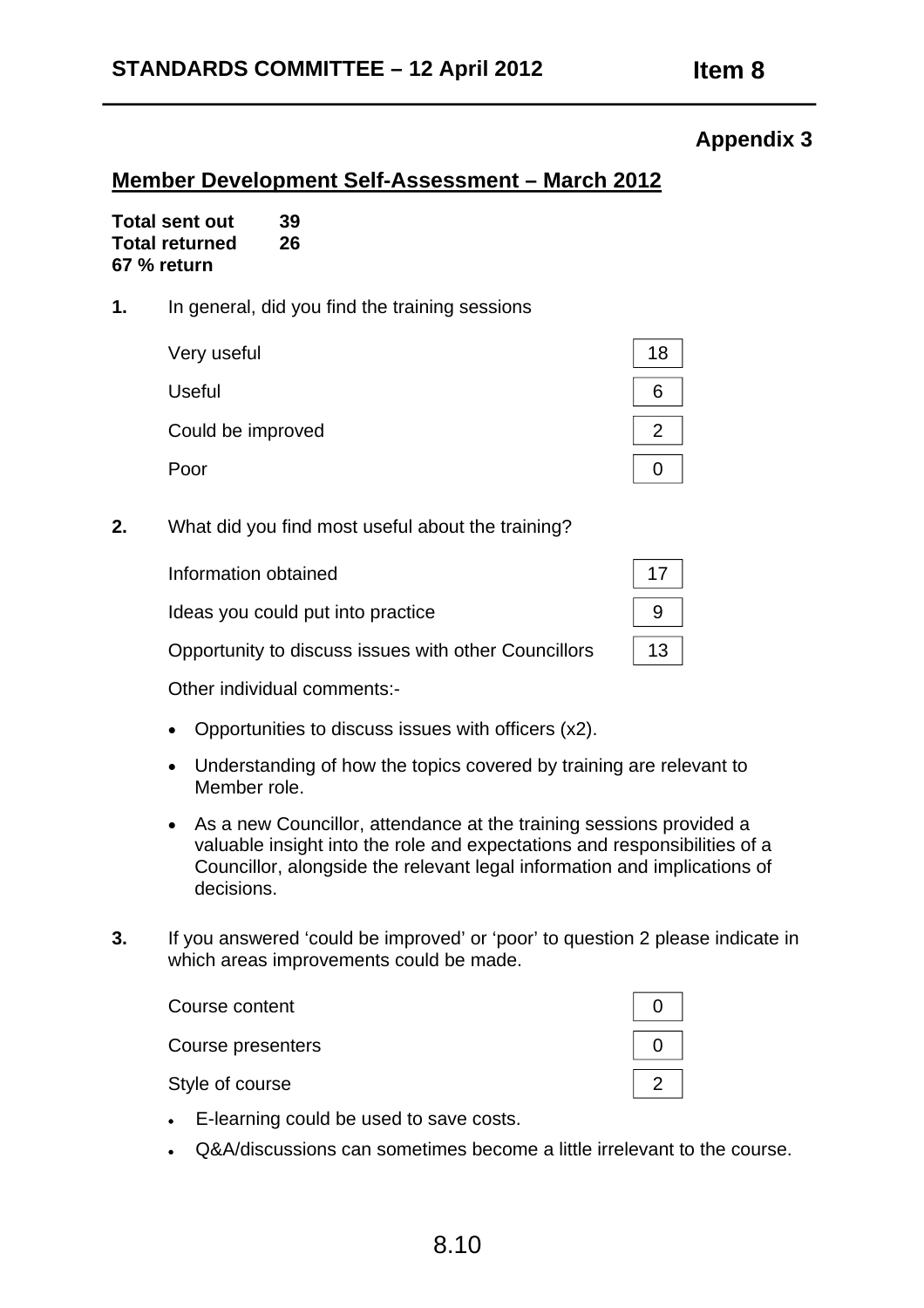## Appendix 3

## Member Development Self-Assessment – March 2012

**Total sent out** **39**
**Total returned** **26**
**67 % return**

**1.** In general, did you find the training sessions

| | |
|---|---|
| Very useful | 18 |
| Useful | 6 |
| Could be improved | 2 |
| Poor | 0 |

**2.** What did you find most useful about the training?

| | |
|---|---|
| Information obtained | 17 |
| Ideas you could put into practice | 9 |
| Opportunity to discuss issues with other Councillors | 13 |

Other individual comments:-

- Opportunities to discuss issues with officers (x2).
- Understanding of how the topics covered by training are relevant to Member role.
- As a new Councillor, attendance at the training sessions provided a valuable insight into the role and expectations and responsibilities of a Councillor, alongside the relevant legal information and implications of decisions.

**3.** If you answered 'could be improved' or 'poor' to question 2 please indicate in which areas improvements could be made.

| | |
|---|---|
| Course content | 0 |
| Course presenters | 0 |
| Style of course | 2 |

- E-learning could be used to save costs.
- Q&A/discussions can sometimes become a little irrelevant to the course.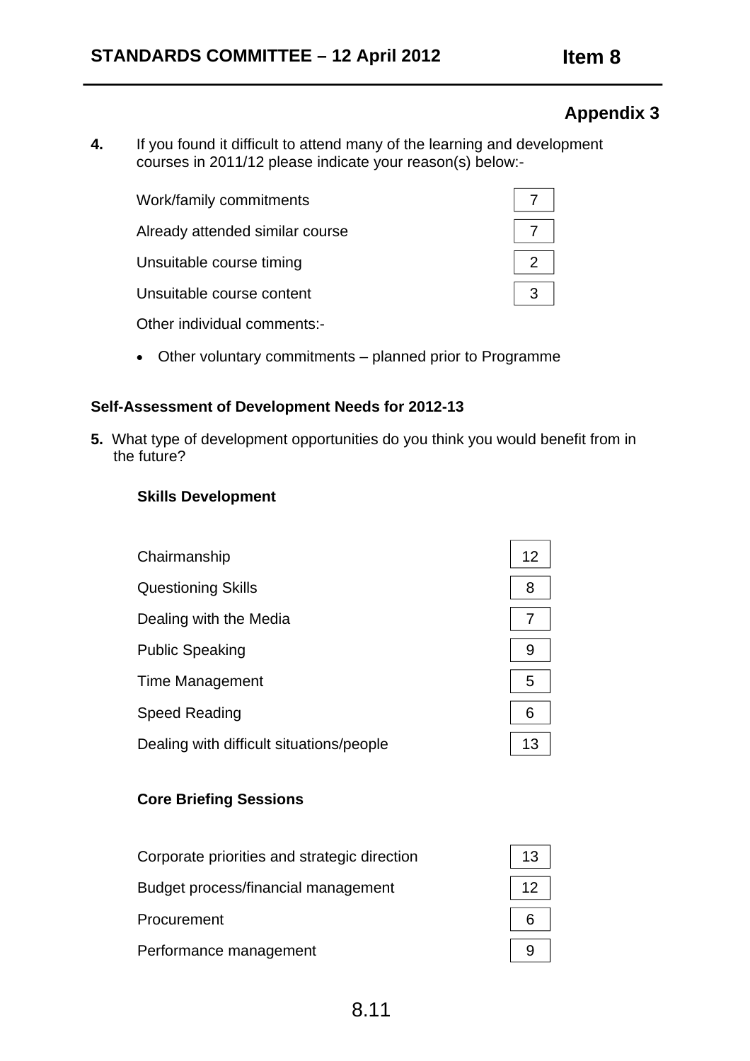## Appendix 3

**4.** If you found it difficult to attend many of the learning and development courses in 2011/12 please indicate your reason(s) below:-

| | |
|---|---|
| Work/family commitments | 7 |
| Already attended similar course | 7 |
| Unsuitable course timing | 2 |
| Unsuitable course content | 3 |

Other individual comments:-

- Other voluntary commitments – planned prior to Programme

### Self-Assessment of Development Needs for 2012-13

**5.** What type of development opportunities do you think you would benefit from in the future?

**Skills Development**

| | |
|---|---|
| Chairmanship | 12 |
| Questioning Skills | 8 |
| Dealing with the Media | 7 |
| Public Speaking | 9 |
| Time Management | 5 |
| Speed Reading | 6 |
| Dealing with difficult situations/people | 13 |

**Core Briefing Sessions**

| | |
|---|---|
| Corporate priorities and strategic direction | 13 |
| Budget process/financial management | 12 |
| Procurement | 6 |
| Performance management | 9 |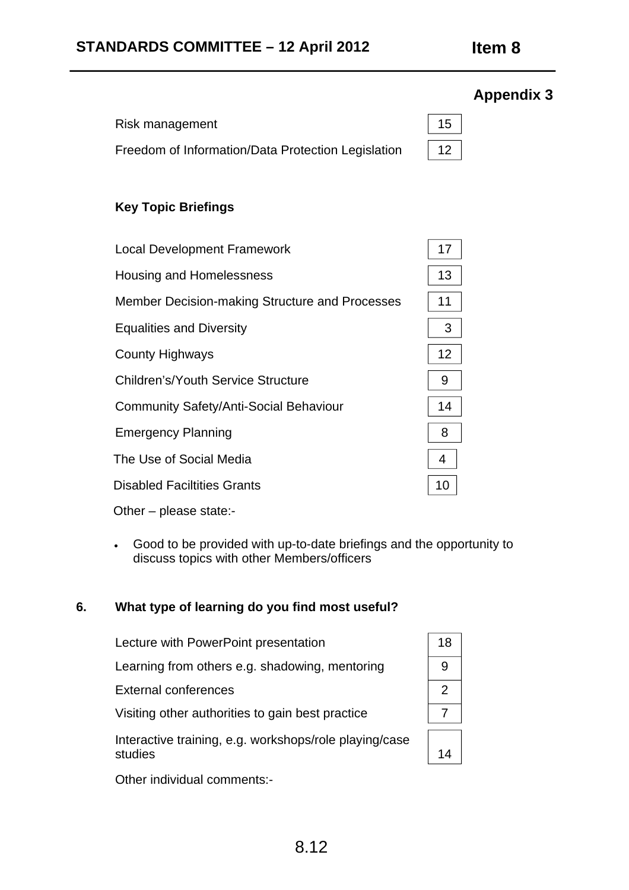## Appendix 3

| | |
|---|---|
| Risk management | 15 |
| Freedom of Information/Data Protection Legislation | 12 |

**Key Topic Briefings**

| | |
|---|---|
| Local Development Framework | 17 |
| Housing and Homelessness | 13 |
| Member Decision-making Structure and Processes | 11 |
| Equalities and Diversity | 3 |
| County Highways | 12 |
| Children's/Youth Service Structure | 9 |
| Community Safety/Anti-Social Behaviour | 14 |
| Emergency Planning | 8 |
| The Use of Social Media | 4 |
| Disabled Faciltities Grants | 10 |

Other – please state:-

- Good to be provided with up-to-date briefings and the opportunity to discuss topics with other Members/officers

**6. What type of learning do you find most useful?**

| | |
|---|---|
| Lecture with PowerPoint presentation | 18 |
| Learning from others e.g. shadowing, mentoring | 9 |
| External conferences | 2 |
| Visiting other authorities to gain best practice | 7 |
| Interactive training, e.g. workshops/role playing/case studies | 14 |

Other individual comments:-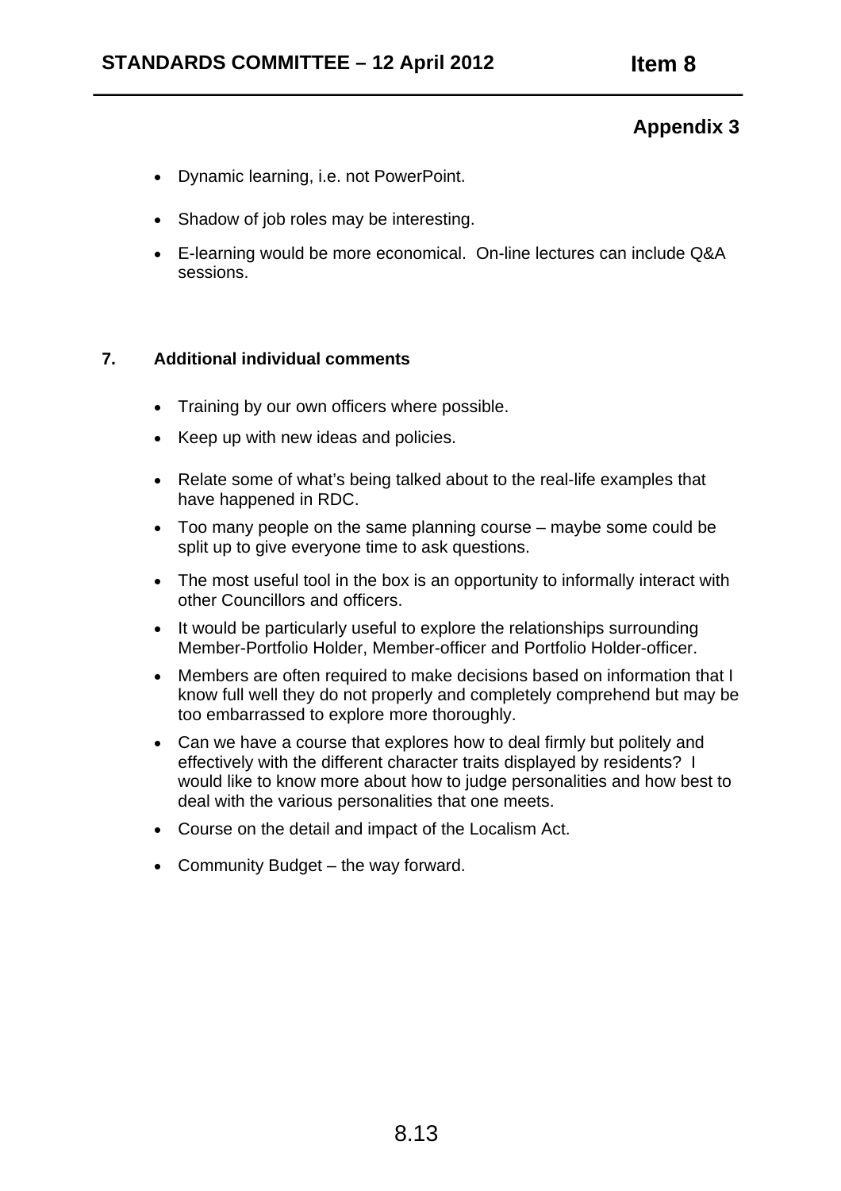## Appendix 3

- Dynamic learning, i.e. not PowerPoint.
- Shadow of job roles may be interesting.
- E-learning would be more economical. On-line lectures can include Q&A sessions.

## 7. Additional individual comments

- Training by our own officers where possible.
- Keep up with new ideas and policies.
- Relate some of what's being talked about to the real-life examples that have happened in RDC.
- Too many people on the same planning course – maybe some could be split up to give everyone time to ask questions.
- The most useful tool in the box is an opportunity to informally interact with other Councillors and officers.
- It would be particularly useful to explore the relationships surrounding Member-Portfolio Holder, Member-officer and Portfolio Holder-officer.
- Members are often required to make decisions based on information that I know full well they do not properly and completely comprehend but may be too embarrassed to explore more thoroughly.
- Can we have a course that explores how to deal firmly but politely and effectively with the different character traits displayed by residents? I would like to know more about how to judge personalities and how best to deal with the various personalities that one meets.
- Course on the detail and impact of the Localism Act.
- Community Budget – the way forward.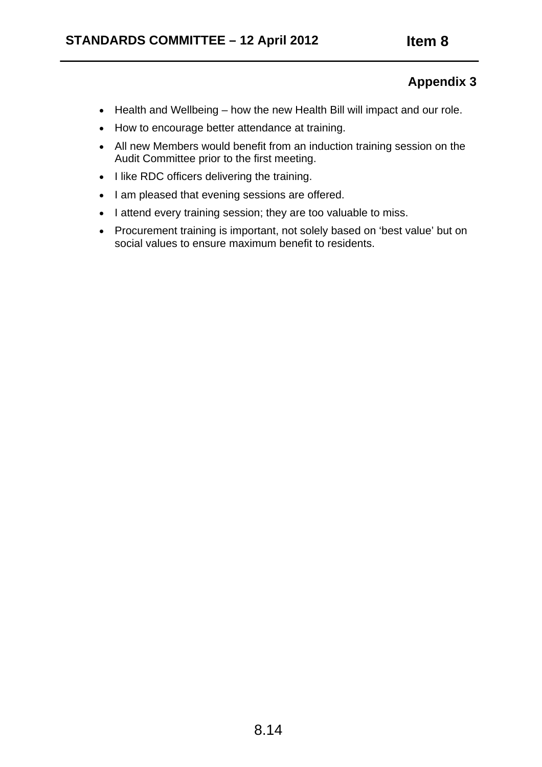## Appendix 3

- Health and Wellbeing – how the new Health Bill will impact and our role.
- How to encourage better attendance at training.
- All new Members would benefit from an induction training session on the Audit Committee prior to the first meeting.
- I like RDC officers delivering the training.
- I am pleased that evening sessions are offered.
- I attend every training session; they are too valuable to miss.
- Procurement training is important, not solely based on 'best value' but on social values to ensure maximum benefit to residents.